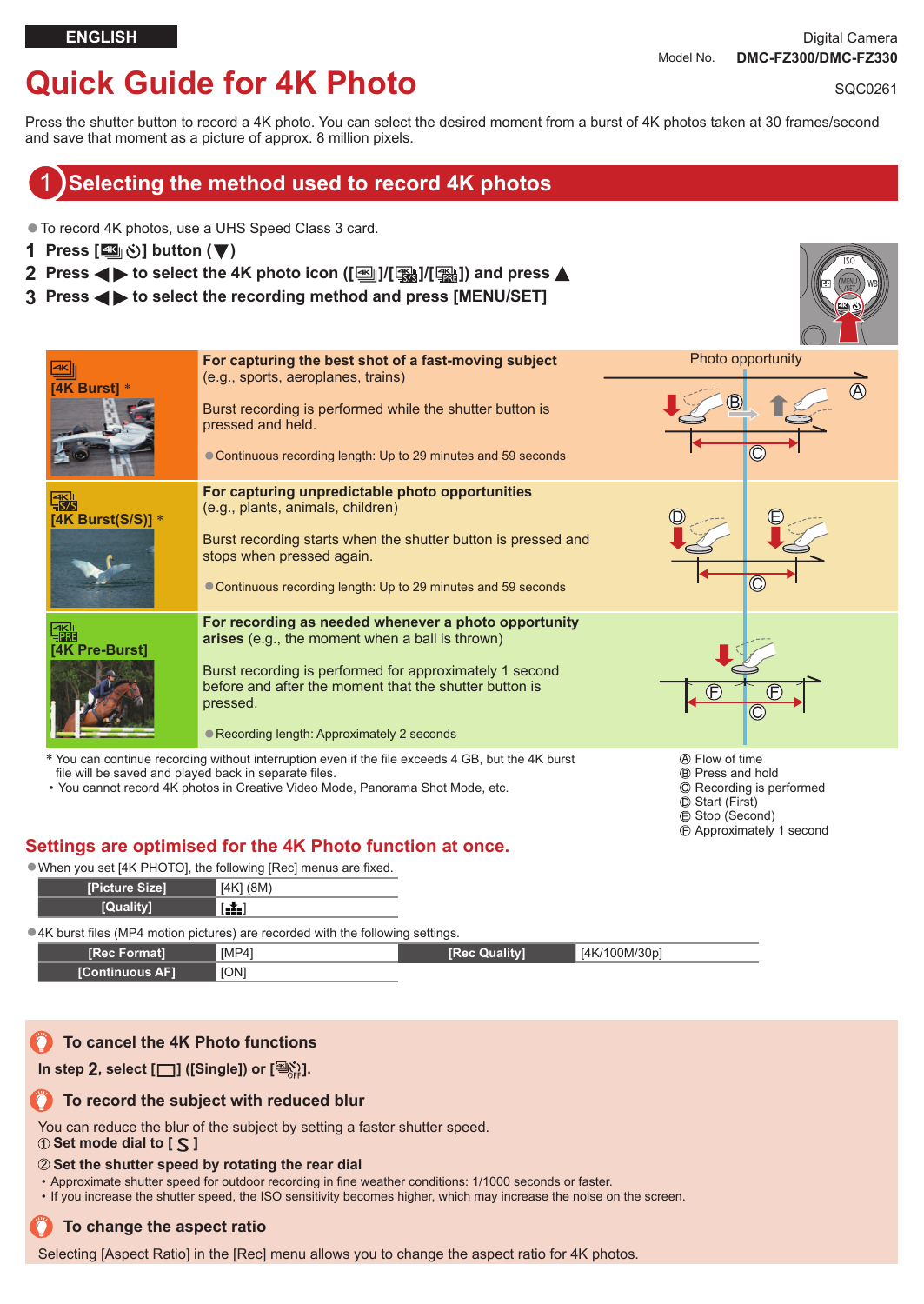ENGLISH

Digital Camera
Model No. **DMC-FZ300/DMC-FZ330**

# Quick Guide for 4K Photo

SQC0261

Press the shutter button to record a 4K photo. You can select the desired moment from a burst of 4K photos taken at 30 frames/second and save that moment as a picture of approx. 8 million pixels.

## 1 Selecting the method used to record 4K photos

- To record 4K photos, use a UHS Speed Class 3 card.

1. **Press [4K ⏱] button (▼)**
2. **Press ◀▶ to select the 4K photo icon ([4K]/[4K S/S]/[4K PRE]) and press ▲**
3. **Press ◀▶ to select the recording method and press [MENU/SET]**

| Mode | Description | |
|---|---|---|
| [4K Burst] * | **For capturing the best shot of a fast-moving subject** (e.g., sports, aeroplanes, trains)<br><br>Burst recording is performed while the shutter button is pressed and held.<br><br>● Continuous recording length: Up to 29 minutes and 59 seconds | Photo opportunity<br>Ⓐ Ⓑ Ⓒ |
| [4K Burst(S/S)] * | **For capturing unpredictable photo opportunities** (e.g., plants, animals, children)<br><br>Burst recording starts when the shutter button is pressed and stops when pressed again.<br><br>● Continuous recording length: Up to 29 minutes and 59 seconds | Ⓓ Ⓔ Ⓒ |
| [4K Pre-Burst] | **For recording as needed whenever a photo opportunity arises** (e.g., the moment when a ball is thrown)<br><br>Burst recording is performed for approximately 1 second before and after the moment that the shutter button is pressed.<br><br>● Recording length: Approximately 2 seconds | Ⓕ Ⓕ Ⓒ |

\* You can continue recording without interruption even if the file exceeds 4 GB, but the 4K burst file will be saved and played back in separate files.
• You cannot record 4K photos in Creative Video Mode, Panorama Shot Mode, etc.

Ⓐ Flow of time
Ⓑ Press and hold
Ⓒ Recording is performed
Ⓓ Start (First)
Ⓔ Stop (Second)
Ⓕ Approximately 1 second

### Settings are optimised for the 4K Photo function at once.

- When you set [4K PHOTO], the following [Rec] menus are fixed.

| | |
|---|---|
| [Picture Size] | [4K] (8M) |
| [Quality] | [ ] |

- 4K burst files (MP4 motion pictures) are recorded with the following settings.

| | | | |
|---|---|---|---|
| [Rec Format] | [MP4] | [Rec Quality] | [4K/100M/30p] |
| [Continuous AF] | [ON] | | |

### To cancel the 4K Photo functions

**In step 2, select [□] ([Single]) or [ OFF].**

### To record the subject with reduced blur

You can reduce the blur of the subject by setting a faster shutter speed.
① **Set mode dial to [ S ]**
② **Set the shutter speed by rotating the rear dial**
• Approximate shutter speed for outdoor recording in fine weather conditions: 1/1000 seconds or faster.
• If you increase the shutter speed, the ISO sensitivity becomes higher, which may increase the noise on the screen.

### To change the aspect ratio

Selecting [Aspect Ratio] in the [Rec] menu allows you to change the aspect ratio for 4K photos.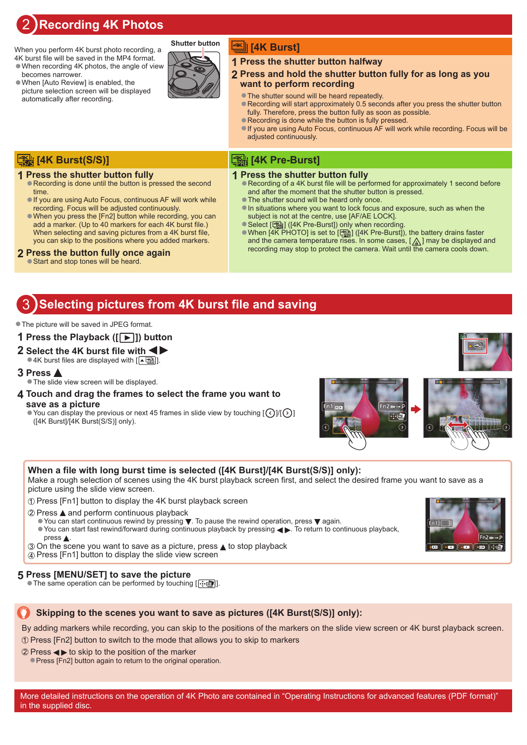## 2 Recording 4K Photos

Shutter button

When you perform 4K burst photo recording, a 4K burst file will be saved in the MP4 format.

- When recording 4K photos, the angle of view becomes narrower.
- When [Auto Review] is enabled, the picture selection screen will be displayed automatically after recording.

### [4K Burst]

**1 Press the shutter button halfway**

**2 Press and hold the shutter button fully for as long as you want to perform recording**

- The shutter sound will be heard repeatedly.
- Recording will start approximately 0.5 seconds after you press the shutter button fully. Therefore, press the button fully as soon as possible.
- Recording is done while the button is fully pressed.
- If you are using Auto Focus, continuous AF will work while recording. Focus will be adjusted continuously.

### [4K Burst(S/S)]

**1 Press the shutter button fully**

- Recording is done until the button is pressed the second time.
- If you are using Auto Focus, continuous AF will work while recording. Focus will be adjusted continuously.
- When you press the [Fn2] button while recording, you can add a marker. (Up to 40 markers for each 4K burst file.) When selecting and saving pictures from a 4K burst file, you can skip to the positions where you added markers.

**2 Press the button fully once again**

- Start and stop tones will be heard.

### [4K Pre-Burst]

**1 Press the shutter button fully**

- Recording of a 4K burst file will be performed for approximately 1 second before and after the moment that the shutter button is pressed.
- The shutter sound will be heard only once.
- In situations where you want to lock focus and exposure, such as when the subject is not at the centre, use [AF/AE LOCK].
- Select [ ] ([4K Pre-Burst]) only when recording.
- When [4K PHOTO] is set to [ ] ([4K Pre-Burst]), the battery drains faster and the camera temperature rises. In some cases, [ ] may be displayed and recording may stop to protect the camera. Wait until the camera cools down.

## 3 Selecting pictures from 4K burst file and saving

- The picture will be saved in JPEG format.

**1 Press the Playback ([▶]) button**

**2 Select the 4K burst file with ◀▶**

- 4K burst files are displayed with [ ].

**3 Press ▲**

- The slide view screen will be displayed.

**4 Touch and drag the frames to select the frame you want to save as a picture**

- You can display the previous or next 45 frames in slide view by touching [<]/[>] ([4K Burst]/[4K Burst(S/S)] only).

### When a file with long burst time is selected ([4K Burst]/[4K Burst(S/S)] only):

Make a rough selection of scenes using the 4K burst playback screen first, and select the desired frame you want to save as a picture using the slide view screen.

① Press [Fn1] button to display the 4K burst playback screen

② Press ▲ and perform continuous playback

- You can start continuous rewind by pressing ▼. To pause the rewind operation, press ▼ again.
- You can start fast rewind/forward during continuous playback by pressing ◀▶. To return to continuous playback, press ▲.

③ On the scene you want to save as a picture, press ▲ to stop playback

④ Press [Fn1] button to display the slide view screen

**5 Press [MENU/SET] to save the picture**

- The same operation can be performed by touching [ ].

### Skipping to the scenes you want to save as pictures ([4K Burst(S/S)] only):

By adding markers while recording, you can skip to the positions of the markers on the slide view screen or 4K burst playback screen.

① Press [Fn2] button to switch to the mode that allows you to skip to markers

② Press ◀▶ to skip to the position of the marker

- Press [Fn2] button again to return to the original operation.

More detailed instructions on the operation of 4K Photo are contained in "Operating Instructions for advanced features (PDF format)" in the supplied disc.